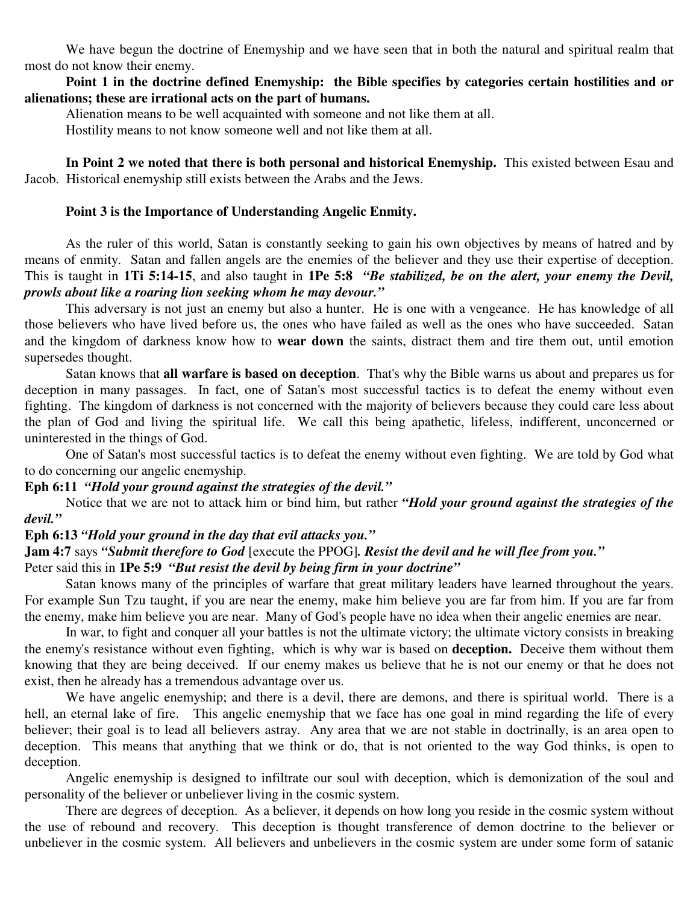We have begun the doctrine of Enemyship and we have seen that in both the natural and spiritual realm that most do not know their enemy.

**Point 1 in the doctrine defined Enemyship: the Bible specifies by categories certain hostilities and or alienations; these are irrational acts on the part of humans.**

Alienation means to be well acquainted with someone and not like them at all.

Hostility means to not know someone well and not like them at all.

**In Point 2 we noted that there is both personal and historical Enemyship.** This existed between Esau and Jacob. Historical enemyship still exists between the Arabs and the Jews.

**Point 3 is the Importance of Understanding Angelic Enmity.**

As the ruler of this world, Satan is constantly seeking to gain his own objectives by means of hatred and by means of enmity. Satan and fallen angels are the enemies of the believer and they use their expertise of deception. This is taught in **1Ti 5:14-15**, and also taught in **1Pe 5:8** ***"Be stabilized, be on the alert, your enemy the Devil, prowls about like a roaring lion seeking whom he may devour."***

This adversary is not just an enemy but also a hunter. He is one with a vengeance. He has knowledge of all those believers who have lived before us, the ones who have failed as well as the ones who have succeeded. Satan and the kingdom of darkness know how to **wear down** the saints, distract them and tire them out, until emotion supersedes thought.

Satan knows that **all warfare is based on deception**. That's why the Bible warns us about and prepares us for deception in many passages. In fact, one of Satan's most successful tactics is to defeat the enemy without even fighting. The kingdom of darkness is not concerned with the majority of believers because they could care less about the plan of God and living the spiritual life. We call this being apathetic, lifeless, indifferent, unconcerned or uninterested in the things of God.

One of Satan's most successful tactics is to defeat the enemy without even fighting. We are told by God what to do concerning our angelic enemyship.

**Eph 6:11** ***"Hold your ground against the strategies of the devil."***

Notice that we are not to attack him or bind him, but rather ***"Hold your ground against the strategies of the devil."***

**Eph 6:13** ***"Hold your ground in the day that evil attacks you."***

**Jam 4:7** says ***"Submit therefore to God*** [execute the PPOG]***. Resist the devil and he will flee from you."***

Peter said this in **1Pe 5:9** ***"But resist the devil by being firm in your doctrine"***

Satan knows many of the principles of warfare that great military leaders have learned throughout the years. For example Sun Tzu taught, if you are near the enemy, make him believe you are far from him. If you are far from the enemy, make him believe you are near. Many of God's people have no idea when their angelic enemies are near.

In war, to fight and conquer all your battles is not the ultimate victory; the ultimate victory consists in breaking the enemy's resistance without even fighting, which is why war is based on **deception.** Deceive them without them knowing that they are being deceived. If our enemy makes us believe that he is not our enemy or that he does not exist, then he already has a tremendous advantage over us.

We have angelic enemyship; and there is a devil, there are demons, and there is spiritual world. There is a hell, an eternal lake of fire. This angelic enemyship that we face has one goal in mind regarding the life of every believer; their goal is to lead all believers astray. Any area that we are not stable in doctrinally, is an area open to deception. This means that anything that we think or do, that is not oriented to the way God thinks, is open to deception.

Angelic enemyship is designed to infiltrate our soul with deception, which is demonization of the soul and personality of the believer or unbeliever living in the cosmic system.

There are degrees of deception. As a believer, it depends on how long you reside in the cosmic system without the use of rebound and recovery. This deception is thought transference of demon doctrine to the believer or unbeliever in the cosmic system. All believers and unbelievers in the cosmic system are under some form of satanic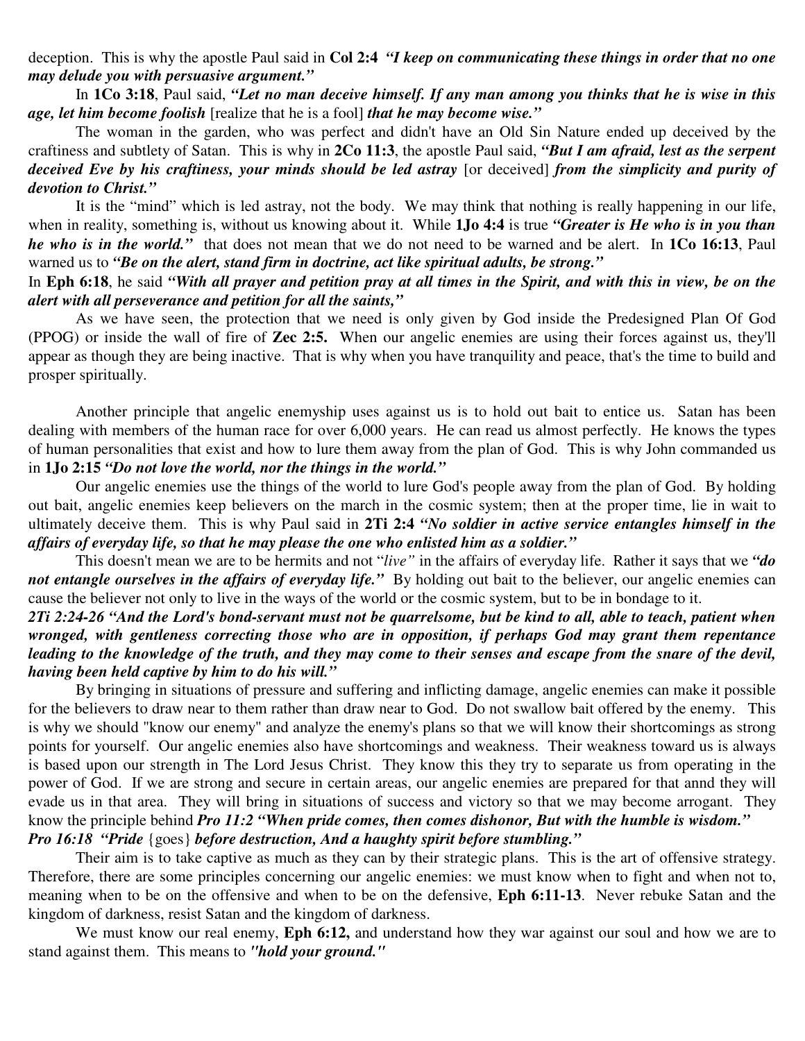deception. This is why the apostle Paul said in **Col 2:4** ***"I keep on communicating these things in order that no one may delude you with persuasive argument."***

In **1Co 3:18**, Paul said, ***"Let no man deceive himself. If any man among you thinks that he is wise in this age, let him become foolish*** [realize that he is a fool] ***that he may become wise."***

The woman in the garden, who was perfect and didn't have an Old Sin Nature ended up deceived by the craftiness and subtlety of Satan. This is why in **2Co 11:3**, the apostle Paul said, ***"But I am afraid, lest as the serpent deceived Eve by his craftiness, your minds should be led astray*** [or deceived] ***from the simplicity and purity of devotion to Christ."***

It is the "mind" which is led astray, not the body. We may think that nothing is really happening in our life, when in reality, something is, without us knowing about it. While **1Jo 4:4** is true ***"Greater is He who is in you than he who is in the world."*** that does not mean that we do not need to be warned and be alert. In **1Co 16:13**, Paul warned us to ***"Be on the alert, stand firm in doctrine, act like spiritual adults, be strong."***

In **Eph 6:18**, he said ***"With all prayer and petition pray at all times in the Spirit, and with this in view, be on the alert with all perseverance and petition for all the saints,"***

As we have seen, the protection that we need is only given by God inside the Predesigned Plan Of God (PPOG) or inside the wall of fire of **Zec 2:5.** When our angelic enemies are using their forces against us, they'll appear as though they are being inactive. That is why when you have tranquility and peace, that's the time to build and prosper spiritually.

Another principle that angelic enemyship uses against us is to hold out bait to entice us. Satan has been dealing with members of the human race for over 6,000 years. He can read us almost perfectly. He knows the types of human personalities that exist and how to lure them away from the plan of God. This is why John commanded us in **1Jo 2:15** ***"Do not love the world, nor the things in the world."***

Our angelic enemies use the things of the world to lure God's people away from the plan of God. By holding out bait, angelic enemies keep believers on the march in the cosmic system; then at the proper time, lie in wait to ultimately deceive them. This is why Paul said in **2Ti 2:4** ***"No soldier in active service entangles himself in the affairs of everyday life, so that he may please the one who enlisted him as a soldier."***

This doesn't mean we are to be hermits and not "*live"* in the affairs of everyday life. Rather it says that we ***"do not entangle ourselves in the affairs of everyday life."*** By holding out bait to the believer, our angelic enemies can cause the believer not only to live in the ways of the world or the cosmic system, but to be in bondage to it.

***2Ti 2:24-26 "And the Lord's bond-servant must not be quarrelsome, but be kind to all, able to teach, patient when wronged, with gentleness correcting those who are in opposition, if perhaps God may grant them repentance leading to the knowledge of the truth, and they may come to their senses and escape from the snare of the devil, having been held captive by him to do his will."***

By bringing in situations of pressure and suffering and inflicting damage, angelic enemies can make it possible for the believers to draw near to them rather than draw near to God. Do not swallow bait offered by the enemy. This is why we should "know our enemy" and analyze the enemy's plans so that we will know their shortcomings as strong points for yourself. Our angelic enemies also have shortcomings and weakness. Their weakness toward us is always is based upon our strength in The Lord Jesus Christ. They know this they try to separate us from operating in the power of God. If we are strong and secure in certain areas, our angelic enemies are prepared for that annd they will evade us in that area. They will bring in situations of success and victory so that we may become arrogant. They know the principle behind ***Pro 11:2 "When pride comes, then comes dishonor, But with the humble is wisdom."***
***Pro 16:18 "Pride*** {goes} ***before destruction, And a haughty spirit before stumbling."***

Their aim is to take captive as much as they can by their strategic plans. This is the art of offensive strategy. Therefore, there are some principles concerning our angelic enemies: we must know when to fight and when not to, meaning when to be on the offensive and when to be on the defensive, **Eph 6:11-13**. Never rebuke Satan and the kingdom of darkness, resist Satan and the kingdom of darkness.

We must know our real enemy, **Eph 6:12,** and understand how they war against our soul and how we are to stand against them. This means to ***"hold your ground."***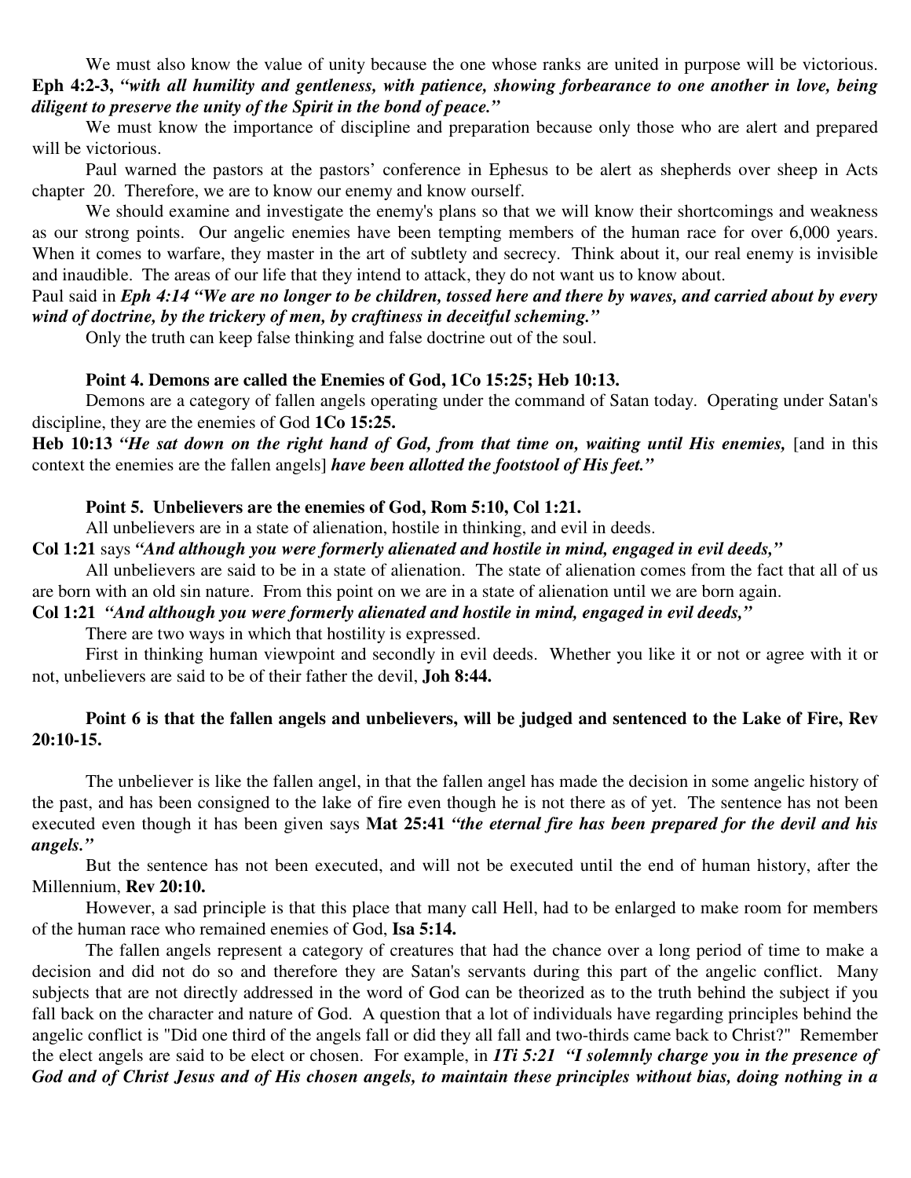We must also know the value of unity because the one whose ranks are united in purpose will be victorious. **Eph 4:2-3,** ***"with all humility and gentleness, with patience, showing forbearance to one another in love, being diligent to preserve the unity of the Spirit in the bond of peace."***

We must know the importance of discipline and preparation because only those who are alert and prepared will be victorious.

Paul warned the pastors at the pastors' conference in Ephesus to be alert as shepherds over sheep in Acts chapter 20. Therefore, we are to know our enemy and know ourself.

We should examine and investigate the enemy's plans so that we will know their shortcomings and weakness as our strong points. Our angelic enemies have been tempting members of the human race for over 6,000 years. When it comes to warfare, they master in the art of subtlety and secrecy. Think about it, our real enemy is invisible and inaudible. The areas of our life that they intend to attack, they do not want us to know about.

Paul said in ***Eph 4:14 "We are no longer to be children, tossed here and there by waves, and carried about by every wind of doctrine, by the trickery of men, by craftiness in deceitful scheming."***

Only the truth can keep false thinking and false doctrine out of the soul.

**Point 4. Demons are called the Enemies of God, 1Co 15:25; Heb 10:13.**

Demons are a category of fallen angels operating under the command of Satan today. Operating under Satan's discipline, they are the enemies of God **1Co 15:25.**

**Heb 10:13** ***"He sat down on the right hand of God, from that time on, waiting until His enemies,*** [and in this context the enemies are the fallen angels] ***have been allotted the footstool of His feet."***

**Point 5. Unbelievers are the enemies of God, Rom 5:10, Col 1:21.**

All unbelievers are in a state of alienation, hostile in thinking, and evil in deeds.

**Col 1:21** says ***"And although you were formerly alienated and hostile in mind, engaged in evil deeds,"***

All unbelievers are said to be in a state of alienation. The state of alienation comes from the fact that all of us are born with an old sin nature. From this point on we are in a state of alienation until we are born again.

**Col 1:21** ***"And although you were formerly alienated and hostile in mind, engaged in evil deeds,"***

There are two ways in which that hostility is expressed.

First in thinking human viewpoint and secondly in evil deeds. Whether you like it or not or agree with it or not, unbelievers are said to be of their father the devil, **Joh 8:44.**

**Point 6 is that the fallen angels and unbelievers, will be judged and sentenced to the Lake of Fire, Rev 20:10-15.**

The unbeliever is like the fallen angel, in that the fallen angel has made the decision in some angelic history of the past, and has been consigned to the lake of fire even though he is not there as of yet. The sentence has not been executed even though it has been given says **Mat 25:41** ***"the eternal fire has been prepared for the devil and his angels."***

But the sentence has not been executed, and will not be executed until the end of human history, after the Millennium, **Rev 20:10.**

However, a sad principle is that this place that many call Hell, had to be enlarged to make room for members of the human race who remained enemies of God, **Isa 5:14.**

The fallen angels represent a category of creatures that had the chance over a long period of time to make a decision and did not do so and therefore they are Satan's servants during this part of the angelic conflict. Many subjects that are not directly addressed in the word of God can be theorized as to the truth behind the subject if you fall back on the character and nature of God. A question that a lot of individuals have regarding principles behind the angelic conflict is "Did one third of the angels fall or did they all fall and two-thirds came back to Christ?" Remember the elect angels are said to be elect or chosen. For example, in ***1Ti 5:21 "I solemnly charge you in the presence of God and of Christ Jesus and of His chosen angels, to maintain these principles without bias, doing nothing in a***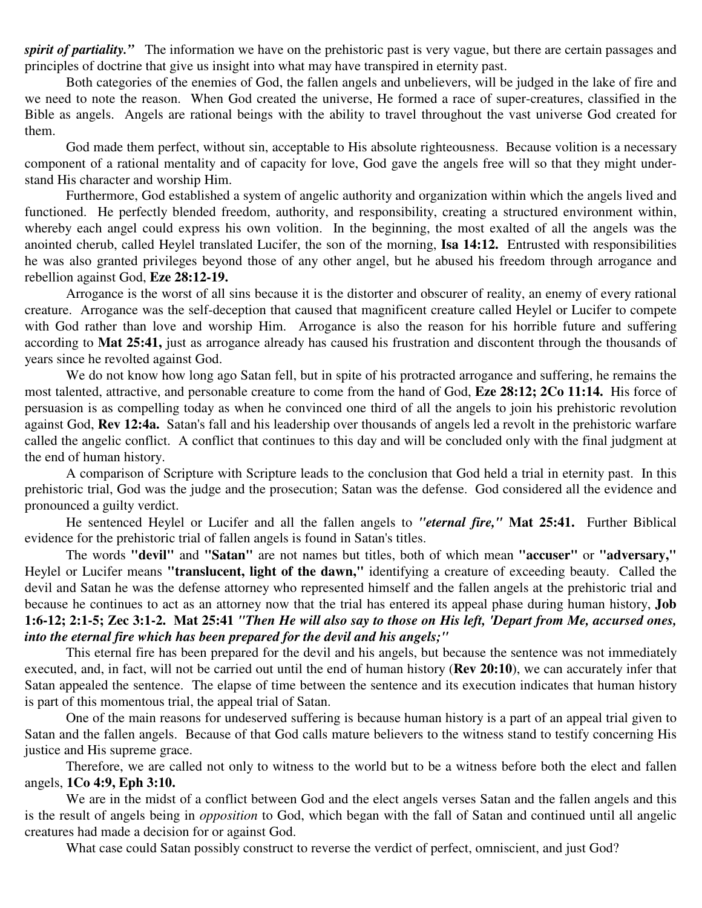***spirit of partiality."*** The information we have on the prehistoric past is very vague, but there are certain passages and principles of doctrine that give us insight into what may have transpired in eternity past.

Both categories of the enemies of God, the fallen angels and unbelievers, will be judged in the lake of fire and we need to note the reason. When God created the universe, He formed a race of super-creatures, classified in the Bible as angels. Angels are rational beings with the ability to travel throughout the vast universe God created for them.

God made them perfect, without sin, acceptable to His absolute righteousness. Because volition is a necessary component of a rational mentality and of capacity for love, God gave the angels free will so that they might understand His character and worship Him.

Furthermore, God established a system of angelic authority and organization within which the angels lived and functioned. He perfectly blended freedom, authority, and responsibility, creating a structured environment within, whereby each angel could express his own volition. In the beginning, the most exalted of all the angels was the anointed cherub, called Heylel translated Lucifer, the son of the morning, **Isa 14:12.** Entrusted with responsibilities he was also granted privileges beyond those of any other angel, but he abused his freedom through arrogance and rebellion against God, **Eze 28:12-19.**

Arrogance is the worst of all sins because it is the distorter and obscurer of reality, an enemy of every rational creature. Arrogance was the self-deception that caused that magnificent creature called Heylel or Lucifer to compete with God rather than love and worship Him. Arrogance is also the reason for his horrible future and suffering according to **Mat 25:41,** just as arrogance already has caused his frustration and discontent through the thousands of years since he revolted against God.

We do not know how long ago Satan fell, but in spite of his protracted arrogance and suffering, he remains the most talented, attractive, and personable creature to come from the hand of God, **Eze 28:12; 2Co 11:14.** His force of persuasion is as compelling today as when he convinced one third of all the angels to join his prehistoric revolution against God, **Rev 12:4a.** Satan's fall and his leadership over thousands of angels led a revolt in the prehistoric warfare called the angelic conflict. A conflict that continues to this day and will be concluded only with the final judgment at the end of human history.

A comparison of Scripture with Scripture leads to the conclusion that God held a trial in eternity past. In this prehistoric trial, God was the judge and the prosecution; Satan was the defense. God considered all the evidence and pronounced a guilty verdict.

He sentenced Heylel or Lucifer and all the fallen angels to ***"eternal fire,"*** **Mat 25:41.** Further Biblical evidence for the prehistoric trial of fallen angels is found in Satan's titles.

The words **"devil"** and **"Satan"** are not names but titles, both of which mean **"accuser"** or **"adversary,"** Heylel or Lucifer means **"translucent, light of the dawn,"** identifying a creature of exceeding beauty. Called the devil and Satan he was the defense attorney who represented himself and the fallen angels at the prehistoric trial and because he continues to act as an attorney now that the trial has entered its appeal phase during human history, **Job 1:6-12; 2:1-5; Zec 3:1-2. Mat 25:41** ***"Then He will also say to those on His left, 'Depart from Me, accursed ones, into the eternal fire which has been prepared for the devil and his angels;"***

This eternal fire has been prepared for the devil and his angels, but because the sentence was not immediately executed, and, in fact, will not be carried out until the end of human history (**Rev 20:10**), we can accurately infer that Satan appealed the sentence. The elapse of time between the sentence and its execution indicates that human history is part of this momentous trial, the appeal trial of Satan.

One of the main reasons for undeserved suffering is because human history is a part of an appeal trial given to Satan and the fallen angels. Because of that God calls mature believers to the witness stand to testify concerning His justice and His supreme grace.

Therefore, we are called not only to witness to the world but to be a witness before both the elect and fallen angels, **1Co 4:9, Eph 3:10.**

We are in the midst of a conflict between God and the elect angels verses Satan and the fallen angels and this is the result of angels being in *opposition* to God, which began with the fall of Satan and continued until all angelic creatures had made a decision for or against God.

What case could Satan possibly construct to reverse the verdict of perfect, omniscient, and just God?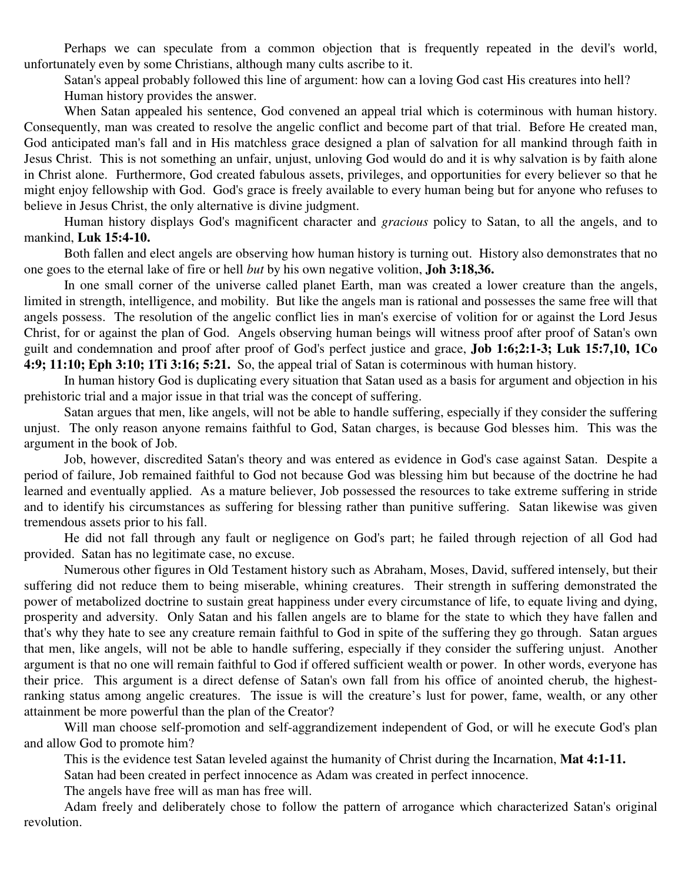Perhaps we can speculate from a common objection that is frequently repeated in the devil's world, unfortunately even by some Christians, although many cults ascribe to it.

Satan's appeal probably followed this line of argument: how can a loving God cast His creatures into hell?

Human history provides the answer.

When Satan appealed his sentence, God convened an appeal trial which is coterminous with human history. Consequently, man was created to resolve the angelic conflict and become part of that trial. Before He created man, God anticipated man's fall and in His matchless grace designed a plan of salvation for all mankind through faith in Jesus Christ. This is not something an unfair, unjust, unloving God would do and it is why salvation is by faith alone in Christ alone. Furthermore, God created fabulous assets, privileges, and opportunities for every believer so that he might enjoy fellowship with God. God's grace is freely available to every human being but for anyone who refuses to believe in Jesus Christ, the only alternative is divine judgment.

Human history displays God's magnificent character and *gracious* policy to Satan, to all the angels, and to mankind, **Luk 15:4-10.**

Both fallen and elect angels are observing how human history is turning out. History also demonstrates that no one goes to the eternal lake of fire or hell *but* by his own negative volition, **Joh 3:18,36.**

In one small corner of the universe called planet Earth, man was created a lower creature than the angels, limited in strength, intelligence, and mobility. But like the angels man is rational and possesses the same free will that angels possess. The resolution of the angelic conflict lies in man's exercise of volition for or against the Lord Jesus Christ, for or against the plan of God. Angels observing human beings will witness proof after proof of Satan's own guilt and condemnation and proof after proof of God's perfect justice and grace, **Job 1:6;2:1-3; Luk 15:7,10, 1Co 4:9; 11:10; Eph 3:10; 1Ti 3:16; 5:21.** So, the appeal trial of Satan is coterminous with human history.

In human history God is duplicating every situation that Satan used as a basis for argument and objection in his prehistoric trial and a major issue in that trial was the concept of suffering.

Satan argues that men, like angels, will not be able to handle suffering, especially if they consider the suffering unjust. The only reason anyone remains faithful to God, Satan charges, is because God blesses him. This was the argument in the book of Job.

Job, however, discredited Satan's theory and was entered as evidence in God's case against Satan. Despite a period of failure, Job remained faithful to God not because God was blessing him but because of the doctrine he had learned and eventually applied. As a mature believer, Job possessed the resources to take extreme suffering in stride and to identify his circumstances as suffering for blessing rather than punitive suffering. Satan likewise was given tremendous assets prior to his fall.

He did not fall through any fault or negligence on God's part; he failed through rejection of all God had provided. Satan has no legitimate case, no excuse.

Numerous other figures in Old Testament history such as Abraham, Moses, David, suffered intensely, but their suffering did not reduce them to being miserable, whining creatures. Their strength in suffering demonstrated the power of metabolized doctrine to sustain great happiness under every circumstance of life, to equate living and dying, prosperity and adversity. Only Satan and his fallen angels are to blame for the state to which they have fallen and that's why they hate to see any creature remain faithful to God in spite of the suffering they go through. Satan argues that men, like angels, will not be able to handle suffering, especially if they consider the suffering unjust. Another argument is that no one will remain faithful to God if offered sufficient wealth or power. In other words, everyone has their price. This argument is a direct defense of Satan's own fall from his office of anointed cherub, the highest-ranking status among angelic creatures. The issue is will the creature's lust for power, fame, wealth, or any other attainment be more powerful than the plan of the Creator?

Will man choose self-promotion and self-aggrandizement independent of God, or will he execute God's plan and allow God to promote him?

This is the evidence test Satan leveled against the humanity of Christ during the Incarnation, **Mat 4:1-11.**

Satan had been created in perfect innocence as Adam was created in perfect innocence.

The angels have free will as man has free will.

Adam freely and deliberately chose to follow the pattern of arrogance which characterized Satan's original revolution.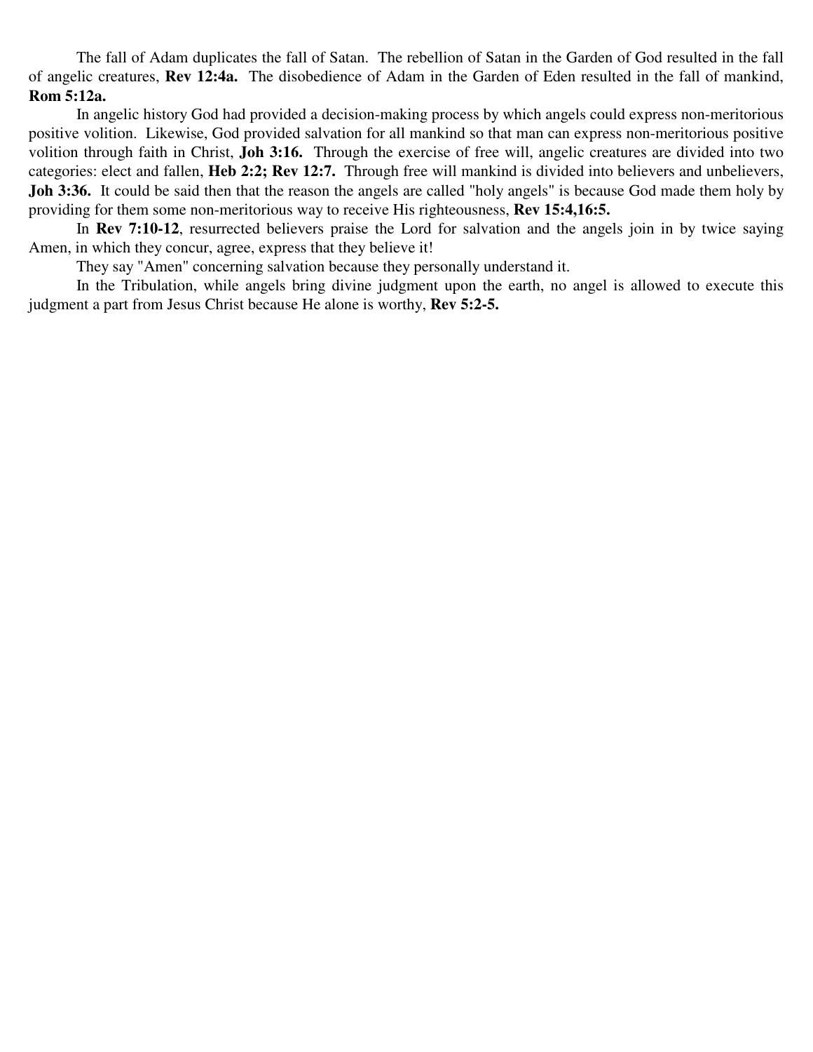The fall of Adam duplicates the fall of Satan. The rebellion of Satan in the Garden of God resulted in the fall of angelic creatures, **Rev 12:4a.** The disobedience of Adam in the Garden of Eden resulted in the fall of mankind, **Rom 5:12a.**

In angelic history God had provided a decision-making process by which angels could express non-meritorious positive volition. Likewise, God provided salvation for all mankind so that man can express non-meritorious positive volition through faith in Christ, **Joh 3:16.** Through the exercise of free will, angelic creatures are divided into two categories: elect and fallen, **Heb 2:2; Rev 12:7.** Through free will mankind is divided into believers and unbelievers, **Joh 3:36.** It could be said then that the reason the angels are called "holy angels" is because God made them holy by providing for them some non-meritorious way to receive His righteousness, **Rev 15:4,16:5.**

In **Rev 7:10-12**, resurrected believers praise the Lord for salvation and the angels join in by twice saying Amen, in which they concur, agree, express that they believe it!

They say "Amen" concerning salvation because they personally understand it.

In the Tribulation, while angels bring divine judgment upon the earth, no angel is allowed to execute this judgment a part from Jesus Christ because He alone is worthy, **Rev 5:2-5.**